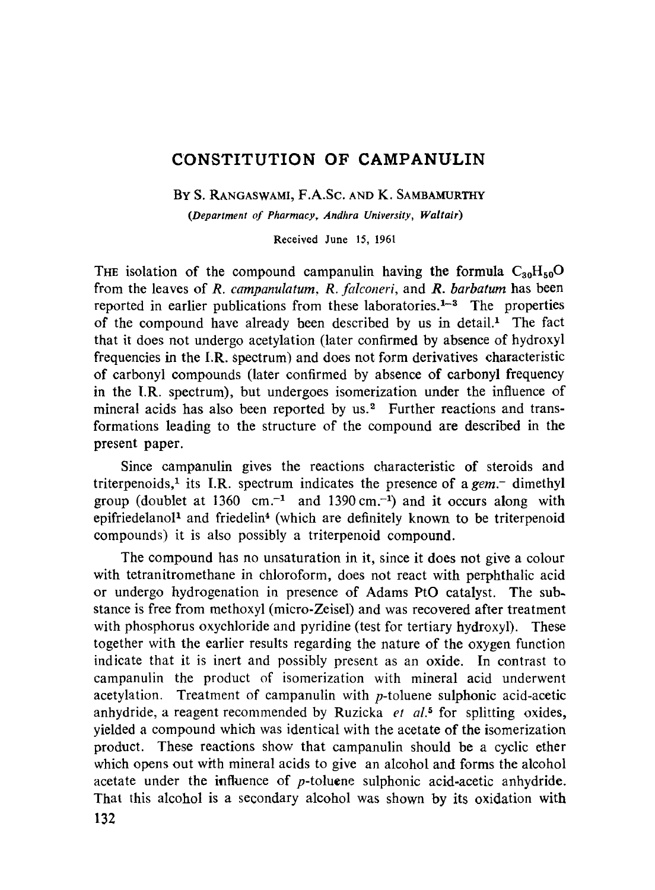# CONSTITUTION OF CAMPANULIN

By S. Rangaswami, F.A.Sc. and K. Sambamurthy

*(Department of Pharmacy, Andhra University, Waltair)*

Received June 15, 1961

The isolation of the compound campanulin having the formula $C_{30}H_{50}O$ from the leaves of *R. campanulatum*, *R. falconeri*, and *R. barbatum* has been reported in earlier publications from these laboratories.[1–3] The properties of the compound have already been described by us in detail.[1] The fact that it does not undergo acetylation (later confirmed by absence of hydroxyl frequencies in the I.R. spectrum) and does not form derivatives characteristic of carbonyl compounds (later confirmed by absence of carbonyl frequency in the I.R. spectrum), but undergoes isomerization under the influence of mineral acids has also been reported by us.[2] Further reactions and transformations leading to the structure of the compound are described in the present paper.

Since campanulin gives the reactions characteristic of steroids and triterpenoids,[1] its I.R. spectrum indicates the presence of a *gem.*- dimethyl group (doublet at 1360 cm.$^{-1}$ and 1390 cm.$^{-1}$) and it occurs along with epifriedelanol[1] and friedelin[4] (which are definitely known to be triterpenoid compounds) it is also possibly a triterpenoid compound.

The compound has no unsaturation in it, since it does not give a colour with tetranitromethane in chloroform, does not react with perphthalic acid or undergo hydrogenation in presence of Adams PtO catalyst. The substance is free from methoxyl (micro-Zeisel) and was recovered after treatment with phosphorus oxychloride and pyridine (test for tertiary hydroxyl). These together with the earlier results regarding the nature of the oxygen function indicate that it is inert and possibly present as an oxide. In contrast to campanulin the product of isomerization with mineral acid underwent acetylation. Treatment of campanulin with *p*-toluene sulphonic acid-acetic anhydride, a reagent recommended by Ruzicka *et al.*[5] for splitting oxides, yielded a compound which was identical with the acetate of the isomerization product. These reactions show that campanulin should be a cyclic ether which opens out with mineral acids to give an alcohol and forms the alcohol acetate under the influence of *p*-toluene sulphonic acid-acetic anhydride. That this alcohol is a secondary alcohol was shown by its oxidation with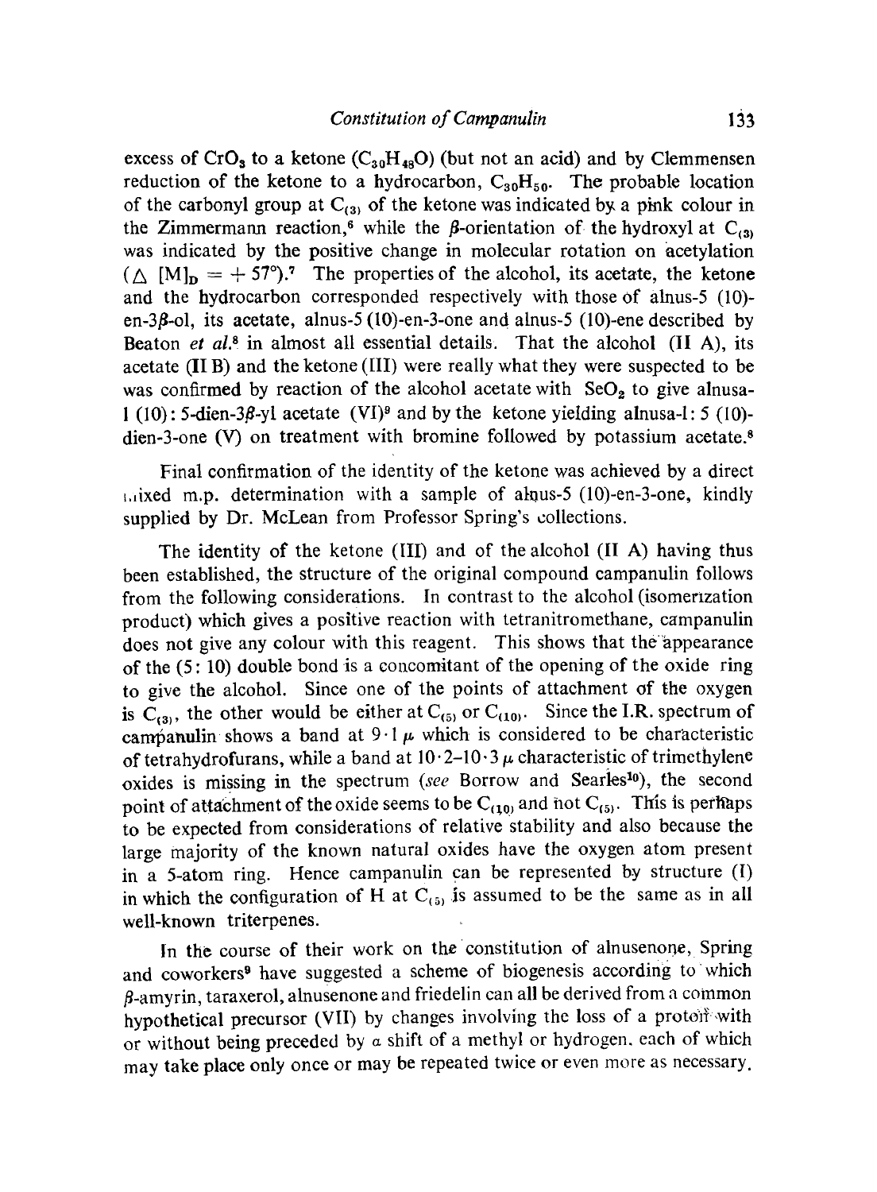excess of $CrO_3$ to a ketone ($C_{30}H_{48}O$) (but not an acid) and by Clemmensen reduction of the ketone to a hydrocarbon, $C_{30}H_{50}$. The probable location of the carbonyl group at $C_{(3)}$ of the ketone was indicated by a pink colour in the Zimmermann reaction,[6] while the $\beta$-orientation of the hydroxyl at $C_{(3)}$ was indicated by the positive change in molecular rotation on acetylation ($\Delta\ [M]_D = +57°$).[7] The properties of the alcohol, its acetate, the ketone and the hydrocarbon corresponded respectively with those of alnus-5 (10)-en-3$\beta$-ol, its acetate, alnus-5 (10)-en-3-one and alnus-5 (10)-ene described by Beaton *et al.*[8] in almost all essential details. That the alcohol (II A), its acetate (II B) and the ketone (III) were really what they were suspected to be was confirmed by reaction of the alcohol acetate with $SeO_2$ to give alnusa-1 (10): 5-dien-3$\beta$-yl acetate (VI)[9] and by the ketone yielding alnusa-l: 5 (10)-dien-3-one (V) on treatment with bromine followed by potassium acetate.[8]

Final confirmation of the identity of the ketone was achieved by a direct mixed m.p. determination with a sample of alnus-5 (10)-en-3-one, kindly supplied by Dr. McLean from Professor Spring's collections.

The identity of the ketone (III) and of the alcohol (II A) having thus been established, the structure of the original compound campanulin follows from the following considerations. In contrast to the alcohol (isomerization product) which gives a positive reaction with tetranitromethane, campanulin does not give any colour with this reagent. This shows that the appearance of the (5: 10) double bond is a concomitant of the opening of the oxide ring to give the alcohol. Since one of the points of attachment of the oxygen is $C_{(3)}$, the other would be either at $C_{(5)}$ or $C_{(10)}$. Since the I.R. spectrum of campanulin shows a band at $9 \cdot 1\ \mu$ which is considered to be characteristic of tetrahydrofurans, while a band at $10 \cdot 2$–$10 \cdot 3\ \mu$ characteristic of trimethylene oxides is missing in the spectrum (*see* Borrow and Searles[10]), the second point of attachment of the oxide seems to be $C_{(10)}$ and not $C_{(5)}$. This is perhaps to be expected from considerations of relative stability and also because the large majority of the known natural oxides have the oxygen atom present in a 5-atom ring. Hence campanulin can be represented by structure (I) in which the configuration of H at $C_{(5)}$ is assumed to be the same as in all well-known triterpenes.

In the course of their work on the constitution of alnusenone, Spring and coworkers[9] have suggested a scheme of biogenesis according to which $\beta$-amyrin, taraxerol, alnusenone and friedelin can all be derived from a common hypothetical precursor (VII) by changes involving the loss of a proton with or without being preceded by a shift of a methyl or hydrogen, each of which may take place only once or may be repeated twice or even more as necessary.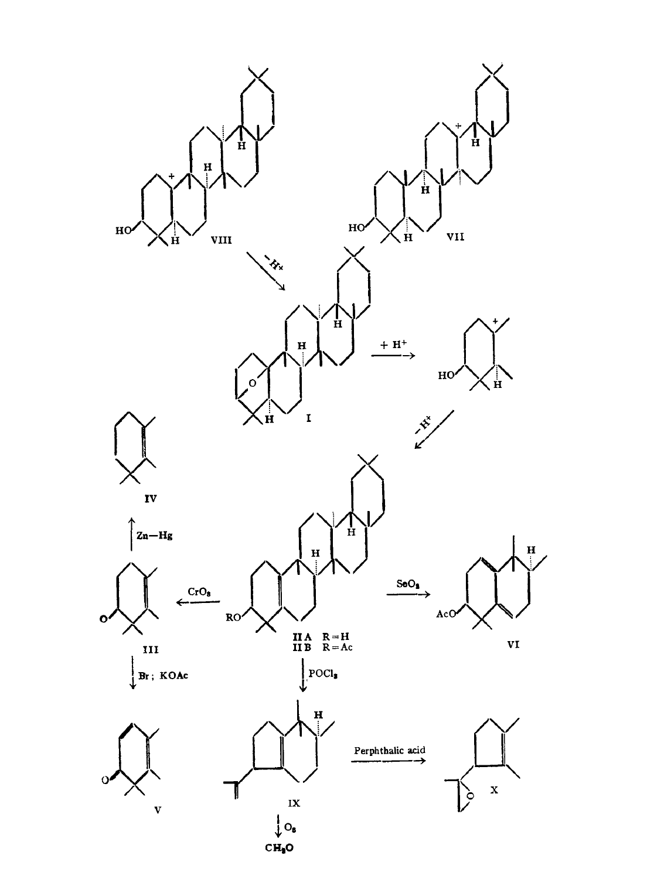VIII

$-H^+$

VII

I

$+ H^+$

$-H^+$

IV

Zn—Hg

$CrO_3$

$SeO_2$

III

II A R=H
II B R=Ac

VI

Br; KOAc

$POCl_3$

V

IX

Perphthalic acid

X

$O_3$

$CH_2O$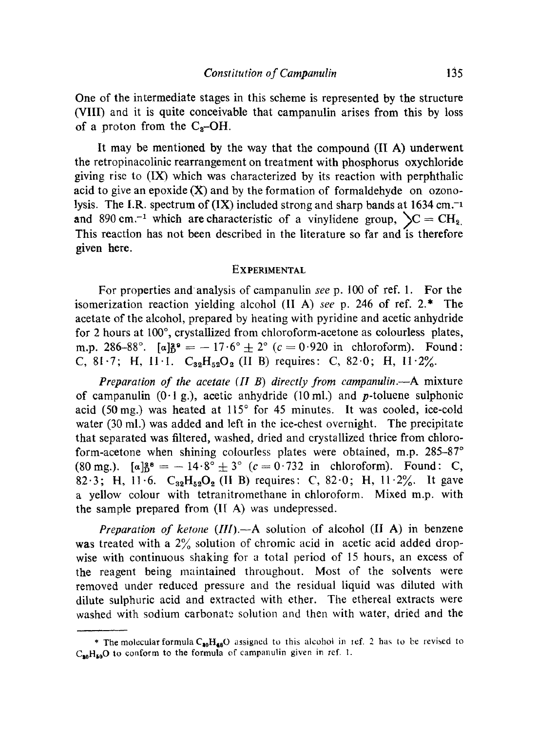One of the intermediate stages in this scheme is represented by the structure (VIII) and it is quite conceivable that campanulin arises from this by loss of a proton from the $C_3$–OH.

It may be mentioned by the way that the compound (II A) underwent the retropinacolinic rearrangement on treatment with phosphorus oxychloride giving rise to (IX) which was characterized by its reaction with perphthalic acid to give an epoxide (X) and by the formation of formaldehyde on ozonolysis. The I.R. spectrum of (IX) included strong and sharp bands at 1634 cm.$^{-1}$ and 890 cm.$^{-1}$ which are characteristic of a vinylidene group, $\rangle C = CH_2$. This reaction has not been described in the literature so far and is therefore given here.

## Experimental

For properties and analysis of campanulin *see* p. 100 of ref. 1. For the isomerization reaction yielding alcohol (II A) *see* p. 246 of ref. 2.* The acetate of the alcohol, prepared by heating with pyridine and acetic anhydride for 2 hours at 100°, crystallized from chloroform-acetone as colourless plates, m.p. 286–88°. $[\alpha]_D^{29} = -17 \cdot 6° \pm 2°$ ($c = 0 \cdot 920$ in chloroform). Found: C, 81·7; H, 11·1. $C_{32}H_{52}O_2$ (II B) requires: C, 82·0; H, 11·2%.

*Preparation of the acetate (II B) directly from campanulin.*—A mixture of campanulin (0·1 g.), acetic anhydride (10 ml.) and *p*-toluene sulphonic acid (50 mg.) was heated at 115° for 45 minutes. It was cooled, ice-cold water (30 ml.) was added and left in the ice-chest overnight. The precipitate that separated was filtered, washed, dried and crystallized thrice from chloroform-acetone when shining colourless plates were obtained, m.p. 285–87° (80 mg.). $[\alpha]_D^{28} = -14 \cdot 8° \pm 3°$ ($c = 0 \cdot 732$ in chloroform). Found: C, 82·3; H, 11·6. $C_{32}H_{52}O_2$ (II B) requires: C, 82·0; H, 11·2%. It gave a yellow colour with tetranitromethane in chloroform. Mixed m.p. with the sample prepared from (II A) was undepressed.

*Preparation of ketone (III).*—A solution of alcohol (II A) in benzene was treated with a 2% solution of chromic acid in acetic acid added dropwise with continuous shaking for a total period of 15 hours, an excess of the reagent being maintained throughout. Most of the solvents were removed under reduced pressure and the residual liquid was diluted with dilute sulphuric acid and extracted with ether. The ethereal extracts were washed with sodium carbonate solution and then with water, dried and the

---

\* The molecular formula $C_{30}H_{48}O$ assigned to this alcohol in ref. 2 has to be revised to $C_{30}H_{50}O$ to conform to the formula of campanulin given in ref. 1.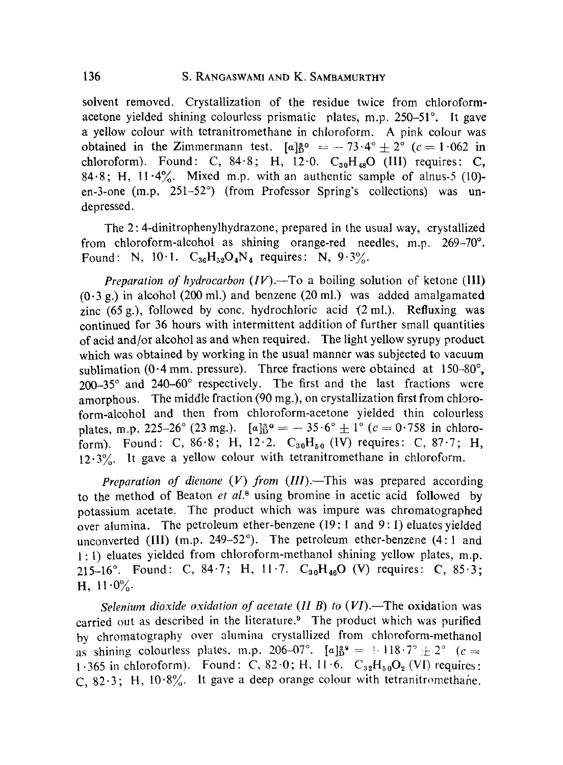solvent removed. Crystallization of the residue twice from chloroform-acetone yielded shining colourless prismatic plates, m.p. 250–51°. It gave a yellow colour with tetranitromethane in chloroform. A pink colour was obtained in the Zimmermann test. $[\alpha]_D^{30} = -73 \cdot 4° \pm 2°$ ($c = 1 \cdot 062$ in chloroform). Found: C, 84·8; H, 12·0. $C_{30}H_{48}O$ (III) requires: C, 84·8; H, 11·4%. Mixed m.p. with an authentic sample of alnus-5 (10)-en-3-one (m.p. 251–52°) (from Professor Spring's collections) was undepressed.

The 2:4-dinitrophenylhydrazone, prepared in the usual way, crystallized from chloroform-alcohol as shining orange-red needles, m.p. 269–70°. Found: N, 10·1. $C_{36}H_{52}O_4N_4$ requires: N, 9·3%.

*Preparation of hydrocarbon (IV).*—To a boiling solution of ketone (III) (0·3 g.) in alcohol (200 ml.) and benzene (20 ml.) was added amalgamated zinc (65 g.), followed by conc. hydrochloric acid (2 ml.). Refluxing was continued for 36 hours with intermittent addition of further small quantities of acid and/or alcohol as and when required. The light yellow syrupy product which was obtained by working in the usual manner was subjected to vacuum sublimation (0·4 mm. pressure). Three fractions were obtained at 150–80°, 200–35° and 240–60° respectively. The first and the last fractions were amorphous. The middle fraction (90 mg.), on crystallization first from chloroform-alcohol and then from chloroform-acetone yielded thin colourless plates, m.p. 225–26° (23 mg.). $[\alpha]_D^{30} = -35 \cdot 6° \pm 1°$ ($c = 0 \cdot 758$ in chloroform). Found: C, 86·8; H, 12·2. $C_{30}H_{50}$ (IV) requires: C, 87·7; H, 12·3%. It gave a yellow colour with tetranitromethane in chloroform.

*Preparation of dienone (V) from (III).*—This was prepared according to the method of Beaton *et al.*[8] using bromine in acetic acid followed by potassium acetate. The product which was impure was chromatographed over alumina. The petroleum ether-benzene (19:1 and 9:1) eluates yielded unconverted (III) (m.p. 249–52°). The petroleum ether-benzene (4:1 and 1:1) eluates yielded from chloroform-methanol shining yellow plates, m.p. 215–16°. Found: C, 84·7; H, 11·7. $C_{30}H_{46}O$ (V) requires: C, 85·3; H, 11·0%.

*Selenium dioxide oxidation of acetate (II B) to (VI).*—The oxidation was carried out as described in the literature.[9] The product which was purified by chromatography over alumina crystallized from chloroform-methanol as shining colourless plates, m.p. 206–07°. $[\alpha]_D^{29} = +118 \cdot 7° \pm 2°$ ($c = 1 \cdot 365$ in chloroform). Found: C, 82·0; H, 11·6. $C_{32}H_{50}O_2$ (VI) requires: C, 82·3; H, 10·8%. It gave a deep orange colour with tetranitromethane.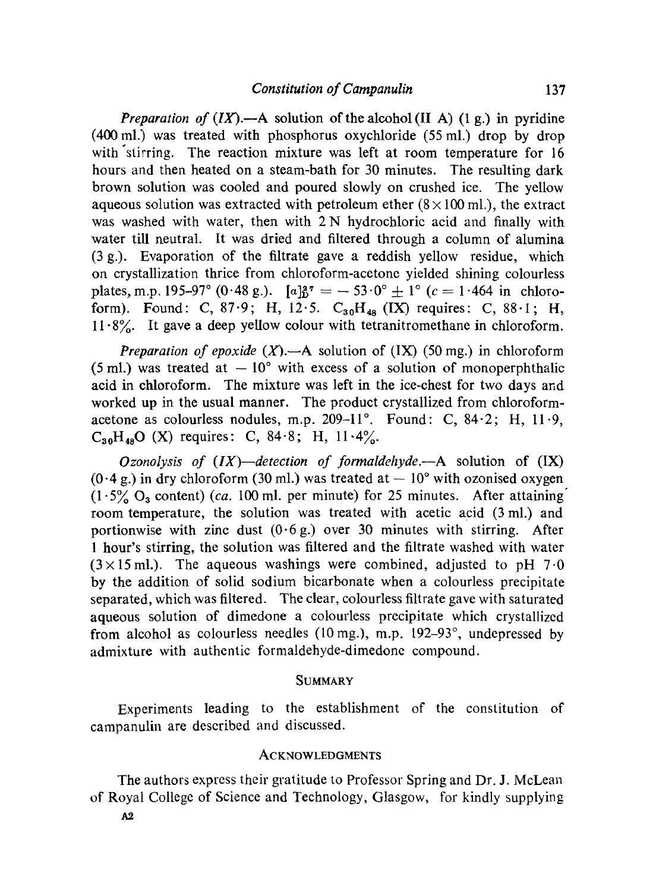*Preparation of (IX)*.—A solution of the alcohol (II A) (1 g.) in pyridine (400 ml.) was treated with phosphorus oxychloride (55 ml.) drop by drop with stirring. The reaction mixture was left at room temperature for 16 hours and then heated on a steam-bath for 30 minutes. The resulting dark brown solution was cooled and poured slowly on crushed ice. The yellow aqueous solution was extracted with petroleum ether ($8 \times 100$ ml.), the extract was washed with water, then with 2 N hydrochloric acid and finally with water till neutral. It was dried and filtered through a column of alumina (3 g.). Evaporation of the filtrate gave a reddish yellow residue, which on crystallization thrice from chloroform-acetone yielded shining colourless plates, m.p. 195–97° (0·48 g.). $[\alpha]_D^{37} = -53 \cdot 0° \pm 1°$ ($c = 1 \cdot 464$ in chloroform). Found: C, 87·9; H, 12·5. $C_{30}H_{48}$ (IX) requires: C, 88·1; H, 11·8%. It gave a deep yellow colour with tetranitromethane in chloroform.

*Preparation of epoxide (X)*.—A solution of (IX) (50 mg.) in chloroform (5 ml.) was treated at $-10°$ with excess of a solution of monoperphthalic acid in chloroform. The mixture was left in the ice-chest for two days and worked up in the usual manner. The product crystallized from chloroform-acetone as colourless nodules, m.p. 209–11°. Found: C, 84·2; H, 11·9, $C_{30}H_{48}O$ (X) requires: C, 84·8; H, 11·4%.

*Ozonolysis of (IX)—detection of formaldehyde*.—A solution of (IX) (0·4 g.) in dry chloroform (30 ml.) was treated at $-10°$ with ozonised oxygen (1·5% $O_3$ content) (*ca.* 100 ml. per minute) for 25 minutes. After attaining room temperature, the solution was treated with acetic acid (3 ml.) and portionwise with zinc dust (0·6 g.) over 30 minutes with stirring. After 1 hour's stirring, the solution was filtered and the filtrate washed with water ($3 \times 15$ ml.). The aqueous washings were combined, adjusted to pH 7·0 by the addition of solid sodium bicarbonate when a colourless precipitate separated, which was filtered. The clear, colourless filtrate gave with saturated aqueous solution of dimedone a colourless precipitate which crystallized from alcohol as colourless needles (10 mg.), m.p. 192–93°, undepressed by admixture with authentic formaldehyde-dimedone compound.

## SUMMARY

Experiments leading to the establishment of the constitution of campanulin are described and discussed.

## ACKNOWLEDGMENTS

The authors express their gratitude to Professor Spring and Dr. J. McLean of Royal College of Science and Technology, Glasgow, for kindly supplying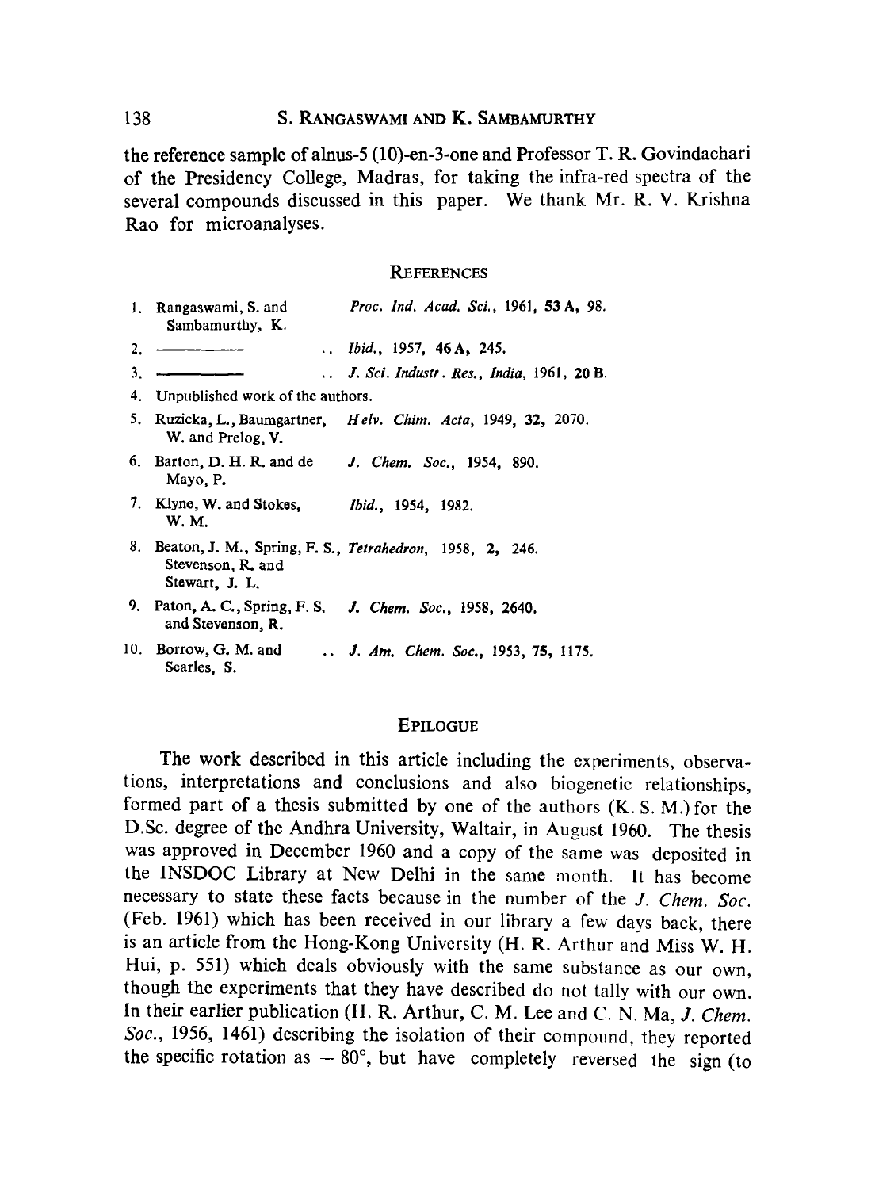the reference sample of alnus-5 (10)-en-3-one and Professor T. R. Govindachari of the Presidency College, Madras, for taking the infra-red spectra of the several compounds discussed in this paper. We thank Mr. R. V. Krishna Rao for microanalyses.

## References

1. Rangaswami, S. and Sambamurthy, K. .. *Proc. Ind. Acad. Sci.*, 1961, **53 A**, 98.
2. ——— .. *Ibid.*, 1957, **46 A**, 245.
3. ——— .. *J. Sci. Industr. Res., India*, 1961, **20 B**.
4. Unpublished work of the authors.
5. Ruzicka, L., Baumgartner, W. and Prelog, V. *Helv. Chim. Acta*, 1949, **32**, 2070.
6. Barton, D. H. R. and de Mayo, P. *J. Chem. Soc.*, 1954, 890.
7. Klyne, W. and Stokes, W. M. *Ibid.*, 1954, 1982.
8. Beaton, J. M., Spring, F. S., Stevenson, R. and Stewart, J. L. *Tetrahedron*, 1958, **2**, 246.
9. Paton, A. C., Spring, F. S. and Stevenson, R. *J. Chem. Soc.*, 1958, 2640.
10. Borrow, G. M. and Searles, S. .. *J. Am. Chem. Soc.*, 1953, **75**, 1175.

## Epilogue

The work described in this article including the experiments, observations, interpretations and conclusions and also biogenetic relationships, formed part of a thesis submitted by one of the authors (K. S. M.) for the D.Sc. degree of the Andhra University, Waltair, in August 1960. The thesis was approved in December 1960 and a copy of the same was deposited in the INSDOC Library at New Delhi in the same month. It has become necessary to state these facts because in the number of the *J. Chem. Soc.* (Feb. 1961) which has been received in our library a few days back, there is an article from the Hong-Kong University (H. R. Arthur and Miss W. H. Hui, p. 551) which deals obviously with the same substance as our own, though the experiments that they have described do not tally with our own. In their earlier publication (H. R. Arthur, C. M. Lee and C. N. Ma, *J. Chem. Soc.*, 1956, 1461) describing the isolation of their compound, they reported the specific rotation as $-80°$, but have completely reversed the sign (to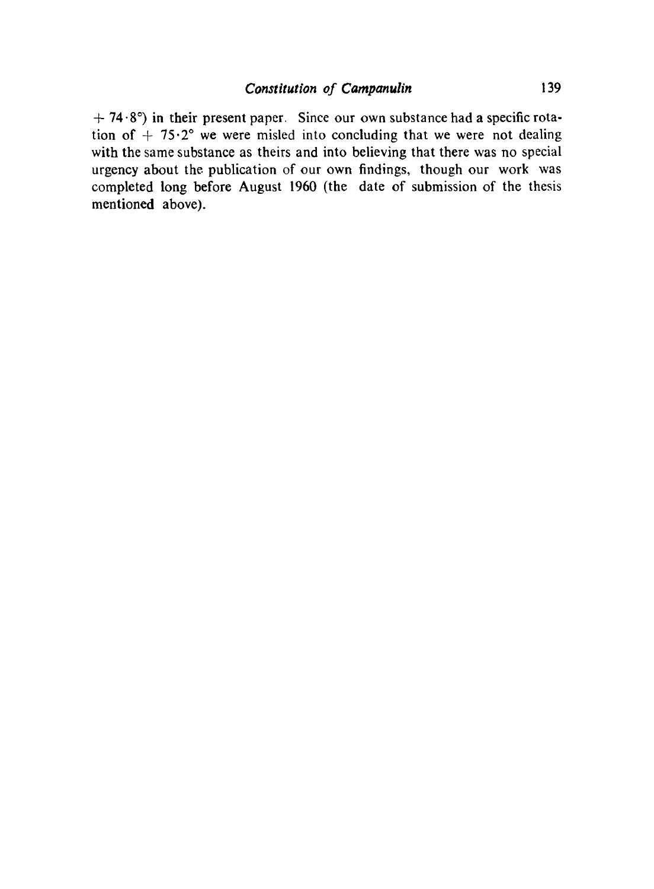$+ 74 \cdot 8°$) in their present paper. Since our own substance had a specific rotation of $+ 75 \cdot 2°$ we were misled into concluding that we were not dealing with the same substance as theirs and into believing that there was no special urgency about the publication of our own findings, though our work was completed long before August 1960 (the date of submission of the thesis mentioned above).